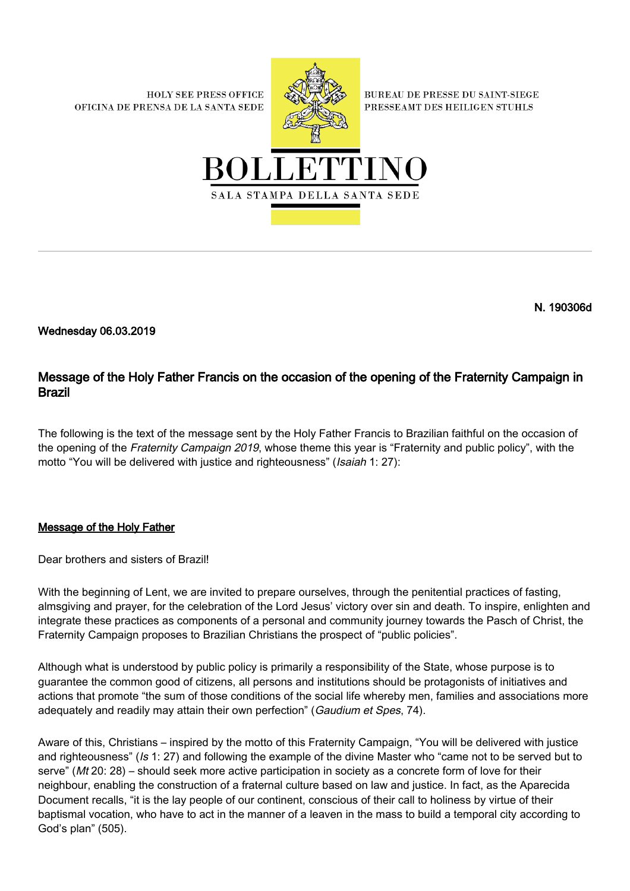HOLY SEE PRESS OFFICE
OFICINA DE PRENSA DE LA SANTA SEDE

BUREAU DE PRESSE DU SAINT-SIEGE
PRESSEAMT DES HEILIGEN STUHLS

# BOLLETTINO

SALA STAMPA DELLA SANTA SEDE

**N. 190306d**

**Wednesday 06.03.2019**

## Message of the Holy Father Francis on the occasion of the opening of the Fraternity Campaign in Brazil

The following is the text of the message sent by the Holy Father Francis to Brazilian faithful on the occasion of the opening of the *Fraternity Campaign 2019*, whose theme this year is "Fraternity and public policy", with the motto "You will be delivered with justice and righteousness" (*Isaiah* 1: 27):

### Message of the Holy Father

Dear brothers and sisters of Brazil!

With the beginning of Lent, we are invited to prepare ourselves, through the penitential practices of fasting, almsgiving and prayer, for the celebration of the Lord Jesus' victory over sin and death. To inspire, enlighten and integrate these practices as components of a personal and community journey towards the Pasch of Christ, the Fraternity Campaign proposes to Brazilian Christians the prospect of "public policies".

Although what is understood by public policy is primarily a responsibility of the State, whose purpose is to guarantee the common good of citizens, all persons and institutions should be protagonists of initiatives and actions that promote "the sum of those conditions of the social life whereby men, families and associations more adequately and readily may attain their own perfection" (*Gaudium et Spes*, 74).

Aware of this, Christians – inspired by the motto of this Fraternity Campaign, "You will be delivered with justice and righteousness" (*Is* 1: 27) and following the example of the divine Master who "came not to be served but to serve" (*Mt* 20: 28) – should seek more active participation in society as a concrete form of love for their neighbour, enabling the construction of a fraternal culture based on law and justice. In fact, as the Aparecida Document recalls, "it is the lay people of our continent, conscious of their call to holiness by virtue of their baptismal vocation, who have to act in the manner of a leaven in the mass to build a temporal city according to God's plan" (505).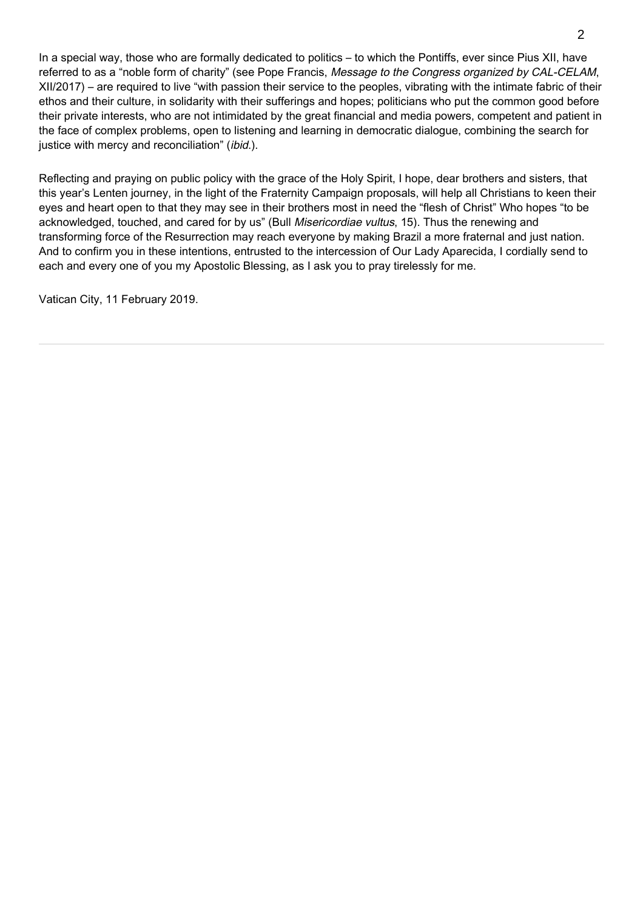In a special way, those who are formally dedicated to politics – to which the Pontiffs, ever since Pius XII, have referred to as a "noble form of charity" (see Pope Francis, *Message to the Congress organized by CAL-CELAM*, XII/2017) – are required to live "with passion their service to the peoples, vibrating with the intimate fabric of their ethos and their culture, in solidarity with their sufferings and hopes; politicians who put the common good before their private interests, who are not intimidated by the great financial and media powers, competent and patient in the face of complex problems, open to listening and learning in democratic dialogue, combining the search for justice with mercy and reconciliation" (*ibid*.).

Reflecting and praying on public policy with the grace of the Holy Spirit, I hope, dear brothers and sisters, that this year's Lenten journey, in the light of the Fraternity Campaign proposals, will help all Christians to keen their eyes and heart open to that they may see in their brothers most in need the "flesh of Christ" Who hopes "to be acknowledged, touched, and cared for by us" (Bull *Misericordiae vultus*, 15). Thus the renewing and transforming force of the Resurrection may reach everyone by making Brazil a more fraternal and just nation. And to confirm you in these intentions, entrusted to the intercession of Our Lady Aparecida, I cordially send to each and every one of you my Apostolic Blessing, as I ask you to pray tirelessly for me.

Vatican City, 11 February 2019.